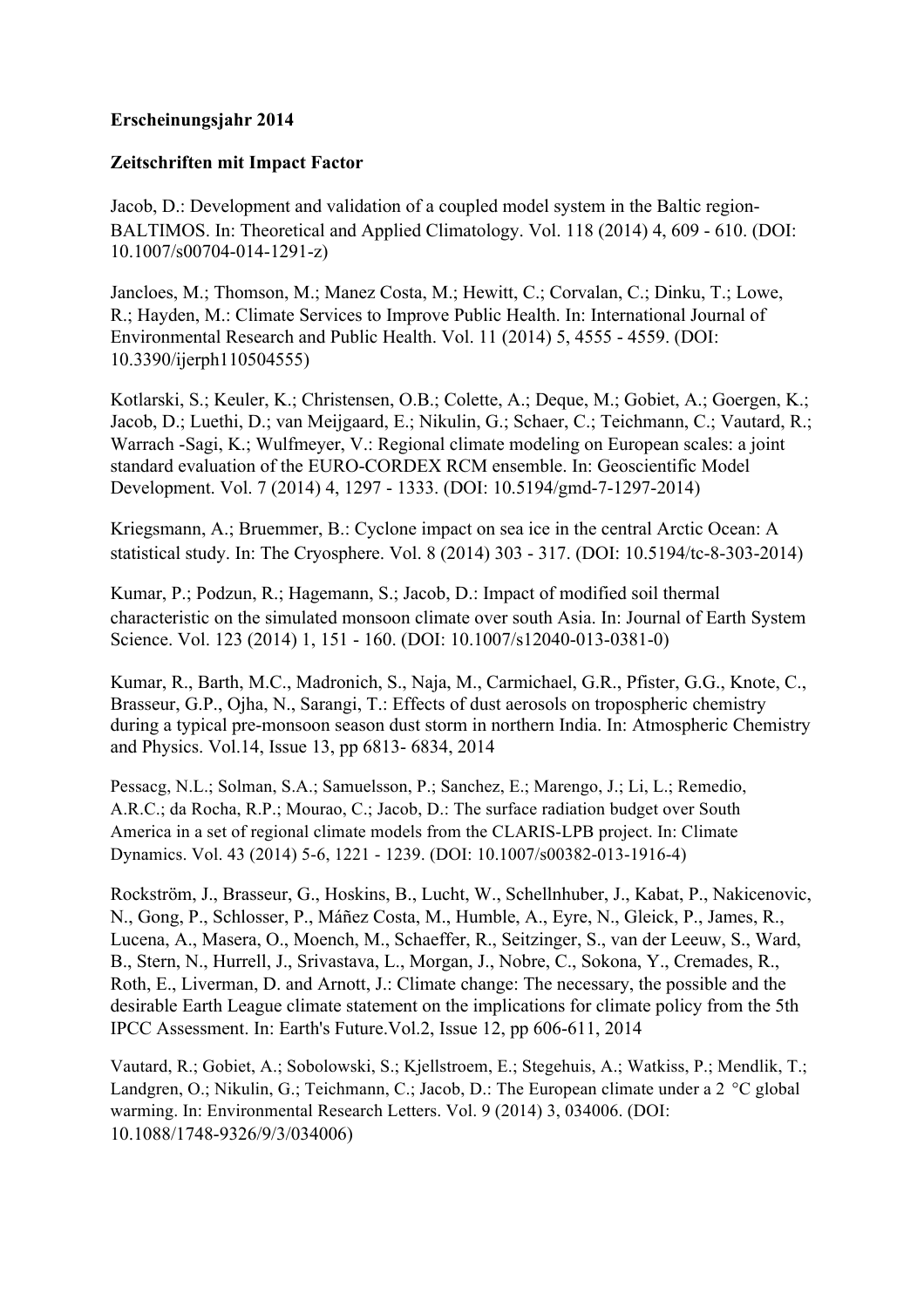**Erscheinungsjahr 2014**

**Zeitschriften mit Impact Factor**

Jacob, D.: Development and validation of a coupled model system in the Baltic region-BALTIMOS. In: Theoretical and Applied Climatology. Vol. 118 (2014) 4, 609 - 610. (DOI: 10.1007/s00704-014-1291-z)

Jancloes, M.; Thomson, M.; Manez Costa, M.; Hewitt, C.; Corvalan, C.; Dinku, T.; Lowe, R.; Hayden, M.: Climate Services to Improve Public Health. In: International Journal of Environmental Research and Public Health. Vol. 11 (2014) 5, 4555 - 4559. (DOI: 10.3390/ijerph110504555)

Kotlarski, S.; Keuler, K.; Christensen, O.B.; Colette, A.; Deque, M.; Gobiet, A.; Goergen, K.; Jacob, D.; Luethi, D.; van Meijgaard, E.; Nikulin, G.; Schaer, C.; Teichmann, C.; Vautard, R.; Warrach -Sagi, K.; Wulfmeyer, V.: Regional climate modeling on European scales: a joint standard evaluation of the EURO-CORDEX RCM ensemble. In: Geoscientific Model Development. Vol. 7 (2014) 4, 1297 - 1333. (DOI: 10.5194/gmd-7-1297-2014)

Kriegsmann, A.; Bruemmer, B.: Cyclone impact on sea ice in the central Arctic Ocean: A statistical study. In: The Cryosphere. Vol. 8 (2014) 303 - 317. (DOI: 10.5194/tc-8-303-2014)

Kumar, P.; Podzun, R.; Hagemann, S.; Jacob, D.: Impact of modified soil thermal characteristic on the simulated monsoon climate over south Asia. In: Journal of Earth System Science. Vol. 123 (2014) 1, 151 - 160. (DOI: 10.1007/s12040-013-0381-0)

Kumar, R., Barth, M.C., Madronich, S., Naja, M., Carmichael, G.R., Pfister, G.G., Knote, C., Brasseur, G.P., Ojha, N., Sarangi, T.: Effects of dust aerosols on tropospheric chemistry during a typical pre-monsoon season dust storm in northern India. In: Atmospheric Chemistry and Physics. Vol.14, Issue 13, pp 6813- 6834, 2014

Pessacg, N.L.; Solman, S.A.; Samuelsson, P.; Sanchez, E.; Marengo, J.; Li, L.; Remedio, A.R.C.; da Rocha, R.P.; Mourao, C.; Jacob, D.: The surface radiation budget over South America in a set of regional climate models from the CLARIS-LPB project. In: Climate Dynamics. Vol. 43 (2014) 5-6, 1221 - 1239. (DOI: 10.1007/s00382-013-1916-4)

Rockström, J., Brasseur, G., Hoskins, B., Lucht, W., Schellnhuber, J., Kabat, P., Nakicenovic, N., Gong, P., Schlosser, P., Máñez Costa, M., Humble, A., Eyre, N., Gleick, P., James, R., Lucena, A., Masera, O., Moench, M., Schaeffer, R., Seitzinger, S., van der Leeuw, S., Ward, B., Stern, N., Hurrell, J., Srivastava, L., Morgan, J., Nobre, C., Sokona, Y., Cremades, R., Roth, E., Liverman, D. and Arnott, J.: Climate change: The necessary, the possible and the desirable Earth League climate statement on the implications for climate policy from the 5th IPCC Assessment. In: Earth's Future.Vol.2, Issue 12, pp 606-611, 2014

Vautard, R.; Gobiet, A.; Sobolowski, S.; Kjellstroem, E.; Stegehuis, A.; Watkiss, P.; Mendlik, T.; Landgren, O.; Nikulin, G.; Teichmann, C.; Jacob, D.: The European climate under a 2 °C global warming. In: Environmental Research Letters. Vol. 9 (2014) 3, 034006. (DOI: 10.1088/1748-9326/9/3/034006)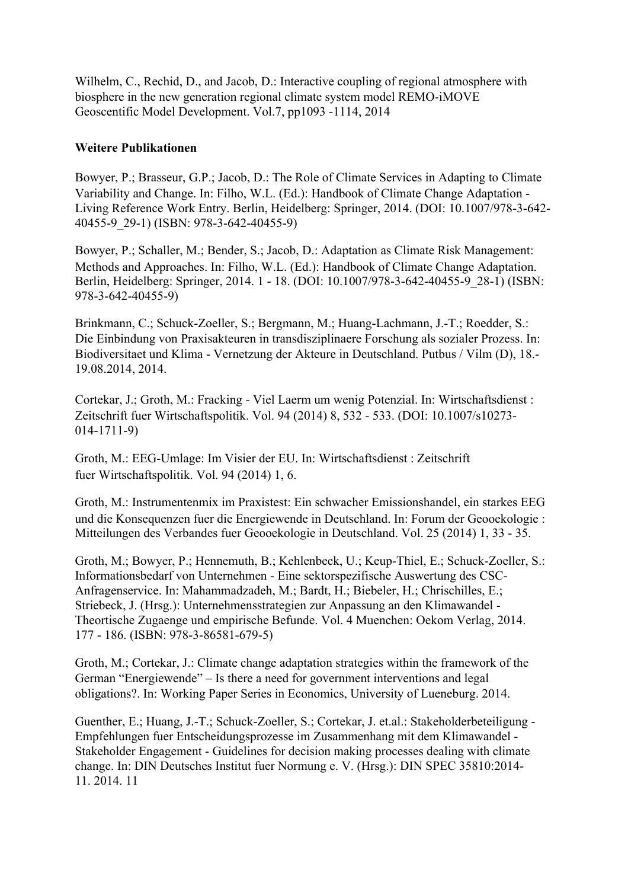Wilhelm, C., Rechid, D., and Jacob, D.: Interactive coupling of regional atmosphere with biosphere in the new generation regional climate system model REMO-iMOVE Geoscentific Model Development. Vol.7, pp1093 -1114, 2014

**Weitere Publikationen**

Bowyer, P.; Brasseur, G.P.; Jacob, D.: The Role of Climate Services in Adapting to Climate Variability and Change. In: Filho, W.L. (Ed.): Handbook of Climate Change Adaptation - Living Reference Work Entry. Berlin, Heidelberg: Springer, 2014. (DOI: 10.1007/978-3-642-40455-9_29-1) (ISBN: 978-3-642-40455-9)

Bowyer, P.; Schaller, M.; Bender, S.; Jacob, D.: Adaptation as Climate Risk Management: Methods and Approaches. In: Filho, W.L. (Ed.): Handbook of Climate Change Adaptation. Berlin, Heidelberg: Springer, 2014. 1 - 18. (DOI: 10.1007/978-3-642-40455-9_28-1) (ISBN: 978-3-642-40455-9)

Brinkmann, C.; Schuck-Zoeller, S.; Bergmann, M.; Huang-Lachmann, J.-T.; Roedder, S.: Die Einbindung von Praxisakteuren in transdisziplinaere Forschung als sozialer Prozess. In: Biodiversitaet und Klima - Vernetzung der Akteure in Deutschland. Putbus / Vilm (D), 18.-19.08.2014, 2014.

Cortekar, J.; Groth, M.: Fracking - Viel Laerm um wenig Potenzial. In: Wirtschaftsdienst : Zeitschrift fuer Wirtschaftspolitik. Vol. 94 (2014) 8, 532 - 533. (DOI: 10.1007/s10273-014-1711-9)

Groth, M.: EEG-Umlage: Im Visier der EU. In: Wirtschaftsdienst : Zeitschrift fuer Wirtschaftspolitik. Vol. 94 (2014) 1, 6.

Groth, M.: Instrumentenmix im Praxistest: Ein schwacher Emissionshandel, ein starkes EEG und die Konsequenzen fuer die Energiewende in Deutschland. In: Forum der Geooekologie : Mitteilungen des Verbandes fuer Geooekologie in Deutschland. Vol. 25 (2014) 1, 33 - 35.

Groth, M.; Bowyer, P.; Hennemuth, B.; Kehlenbeck, U.; Keup-Thiel, E.; Schuck-Zoeller, S.: Informationsbedarf von Unternehmen - Eine sektorspezifische Auswertung des CSC-Anfragenservice. In: Mahammadzadeh, M.; Bardt, H.; Biebeler, H.; Chrischilles, E.; Striebeck, J. (Hrsg.): Unternehmensstrategien zur Anpassung an den Klimawandel - Theortische Zugaenge und empirische Befunde. Vol. 4 Muenchen: Oekom Verlag, 2014. 177 - 186. (ISBN: 978-3-86581-679-5)

Groth, M.; Cortekar, J.: Climate change adaptation strategies within the framework of the German "Energiewende" – Is there a need for government interventions and legal obligations?. In: Working Paper Series in Economics, University of Lueneburg. 2014.

Guenther, E.; Huang, J.-T.; Schuck-Zoeller, S.; Cortekar, J. et.al.: Stakeholderbeteiligung - Empfehlungen fuer Entscheidungsprozesse im Zusammenhang mit dem Klimawandel - Stakeholder Engagement - Guidelines for decision making processes dealing with climate change. In: DIN Deutsches Institut fuer Normung e. V. (Hrsg.): DIN SPEC 35810:2014-11. 2014. 11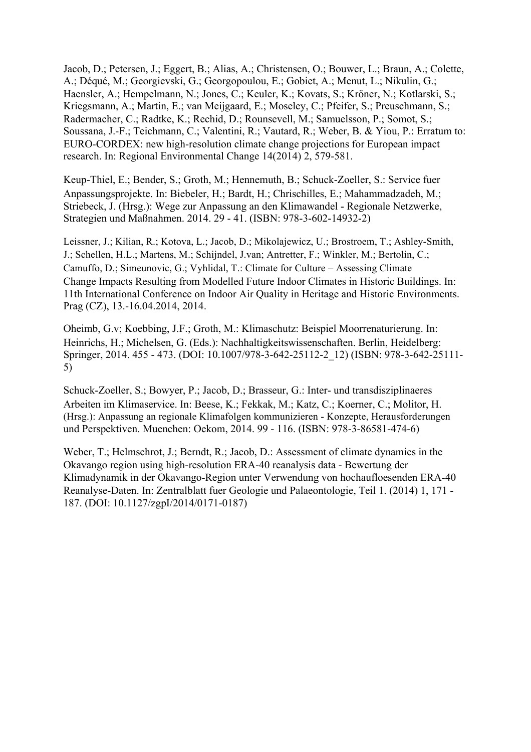Jacob, D.; Petersen, J.; Eggert, B.; Alias, A.; Christensen, O.; Bouwer, L.; Braun, A.; Colette, A.; Déqué, M.; Georgievski, G.; Georgopoulou, E.; Gobiet, A.; Menut, L.; Nikulin, G.; Haensler, A.; Hempelmann, N.; Jones, C.; Keuler, K.; Kovats, S.; Kröner, N.; Kotlarski, S.; Kriegsmann, A.; Martin, E.; van Meijgaard, E.; Moseley, C.; Pfeifer, S.; Preuschmann, S.; Radermacher, C.; Radtke, K.; Rechid, D.; Rounsevell, M.; Samuelsson, P.; Somot, S.; Soussana, J.-F.; Teichmann, C.; Valentini, R.; Vautard, R.; Weber, B. & Yiou, P.: Erratum to: EURO-CORDEX: new high-resolution climate change projections for European impact research. In: Regional Environmental Change 14(2014) 2, 579-581.

Keup-Thiel, E.; Bender, S.; Groth, M.; Hennemuth, B.; Schuck-Zoeller, S.: Service fuer Anpassungsprojekte. In: Biebeler, H.; Bardt, H.; Chrischilles, E.; Mahammadzadeh, M.; Striebeck, J. (Hrsg.): Wege zur Anpassung an den Klimawandel - Regionale Netzwerke, Strategien und Maßnahmen. 2014. 29 - 41. (ISBN: 978-3-602-14932-2)

Leissner, J.; Kilian, R.; Kotova, L.; Jacob, D.; Mikolajewicz, U.; Brostroem, T.; Ashley-Smith, J.; Schellen, H.L.; Martens, M.; Schijndel, J.van; Antretter, F.; Winkler, M.; Bertolin, C.; Camuffo, D.; Simeunovic, G.; Vyhlidal, T.: Climate for Culture – Assessing Climate Change Impacts Resulting from Modelled Future Indoor Climates in Historic Buildings. In: 11th International Conference on Indoor Air Quality in Heritage and Historic Environments. Prag (CZ), 13.-16.04.2014, 2014.

Oheimb, G.v; Koebbing, J.F.; Groth, M.: Klimaschutz: Beispiel Moorrenaturierung. In: Heinrichs, H.; Michelsen, G. (Eds.): Nachhaltigkeitswissenschaften. Berlin, Heidelberg: Springer, 2014. 455 - 473. (DOI: 10.1007/978-3-642-25112-2_12) (ISBN: 978-3-642-25111-5)

Schuck-Zoeller, S.; Bowyer, P.; Jacob, D.; Brasseur, G.: Inter- und transdisziplinaeres Arbeiten im Klimaservice. In: Beese, K.; Fekkak, M.; Katz, C.; Koerner, C.; Molitor, H. (Hrsg.): Anpassung an regionale Klimafolgen kommunizieren - Konzepte, Herausforderungen und Perspektiven. Muenchen: Oekom, 2014. 99 - 116. (ISBN: 978-3-86581-474-6)

Weber, T.; Helmschrot, J.; Berndt, R.; Jacob, D.: Assessment of climate dynamics in the Okavango region using high-resolution ERA-40 reanalysis data - Bewertung der Klimadynamik in der Okavango-Region unter Verwendung von hochaufloesenden ERA-40 Reanalyse-Daten. In: Zentralblatt fuer Geologie und Palaeontologie, Teil 1. (2014) 1, 171 - 187. (DOI: 10.1127/zgpI/2014/0171-0187)